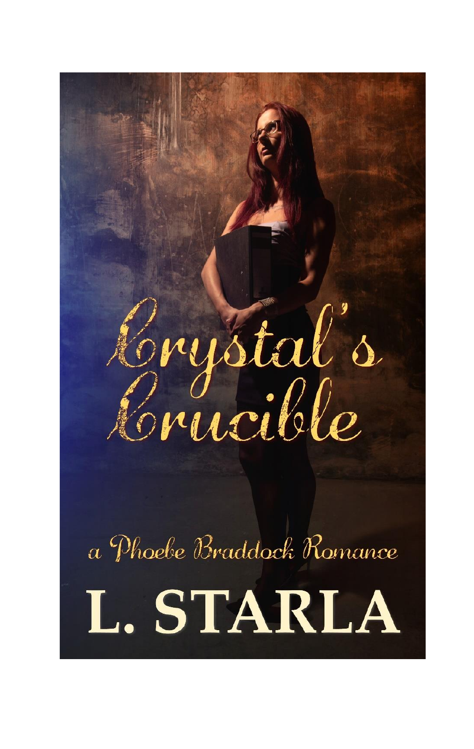# Crystal's Crucible

a Phoebe Braddock Romance

L. STARLA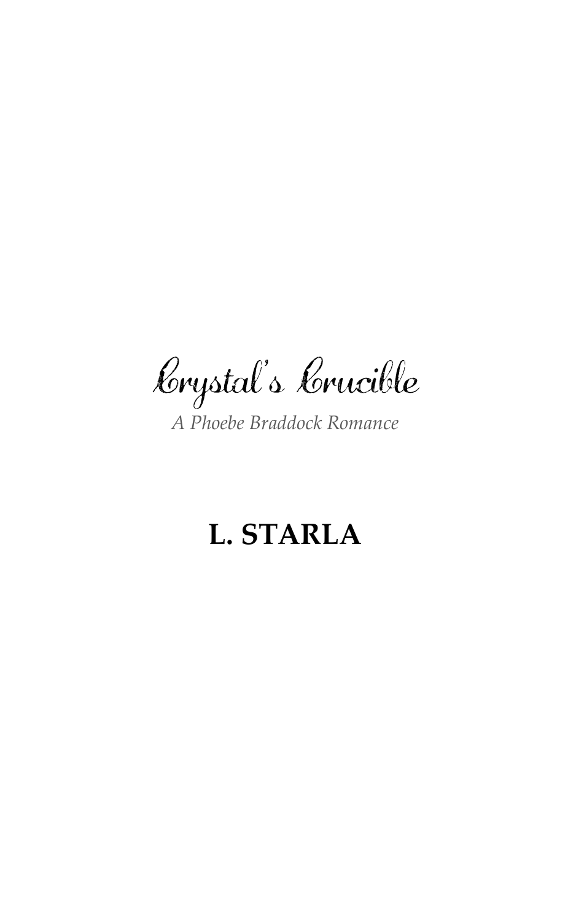# Crystal's Crucible

*A Phoebe Braddock Romance*

**L. STARLA**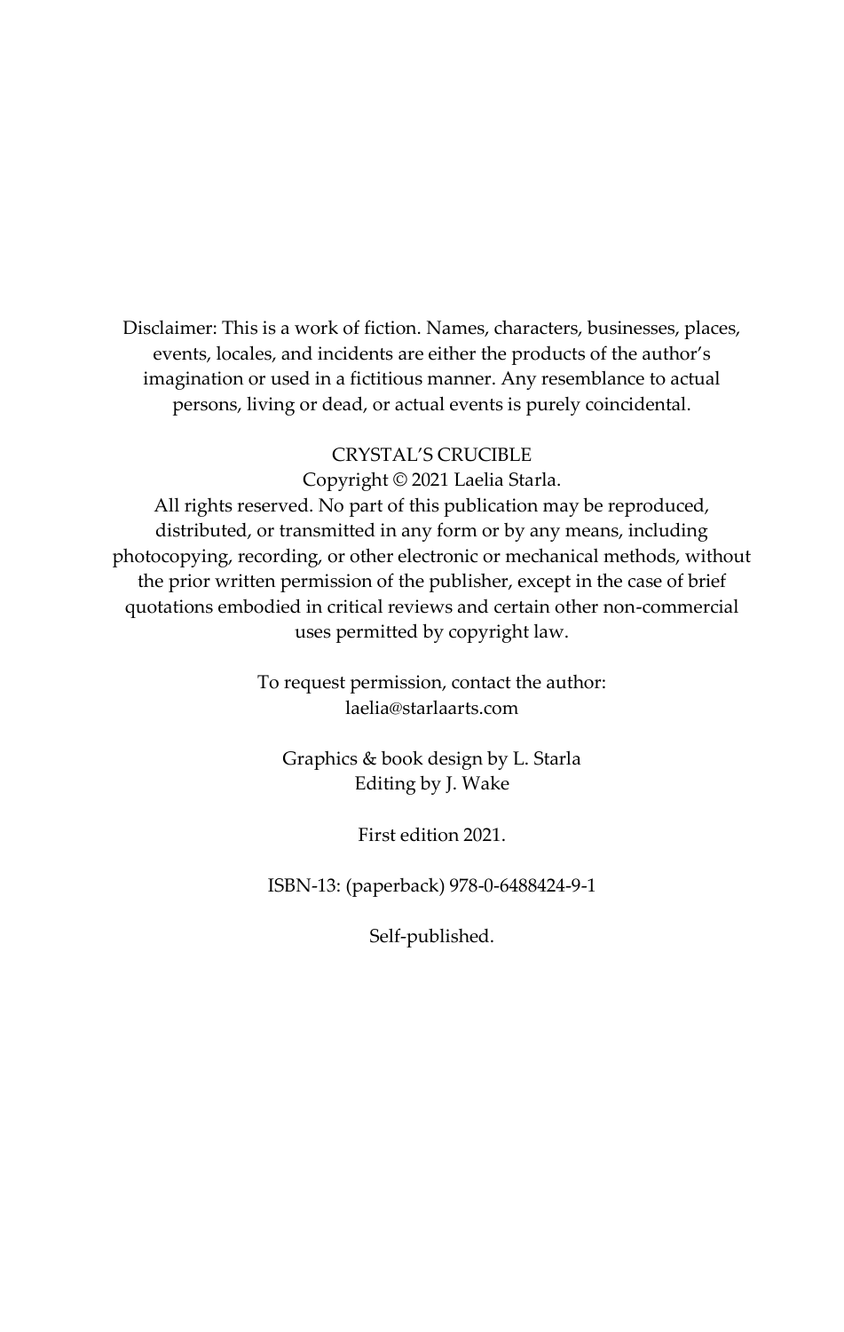Disclaimer: This is a work of fiction. Names, characters, businesses, places, events, locales, and incidents are either the products of the author's imagination or used in a fictitious manner. Any resemblance to actual persons, living or dead, or actual events is purely coincidental.

CRYSTAL'S CRUCIBLE

Copyright © 2021 Laelia Starla.

All rights reserved. No part of this publication may be reproduced, distributed, or transmitted in any form or by any means, including photocopying, recording, or other electronic or mechanical methods, without the prior written permission of the publisher, except in the case of brief quotations embodied in critical reviews and certain other non-commercial uses permitted by copyright law.

To request permission, contact the author:
laelia@starlaarts.com

Graphics & book design by L. Starla
Editing by J. Wake

First edition 2021.

ISBN-13: (paperback) 978-0-6488424-9-1

Self-published.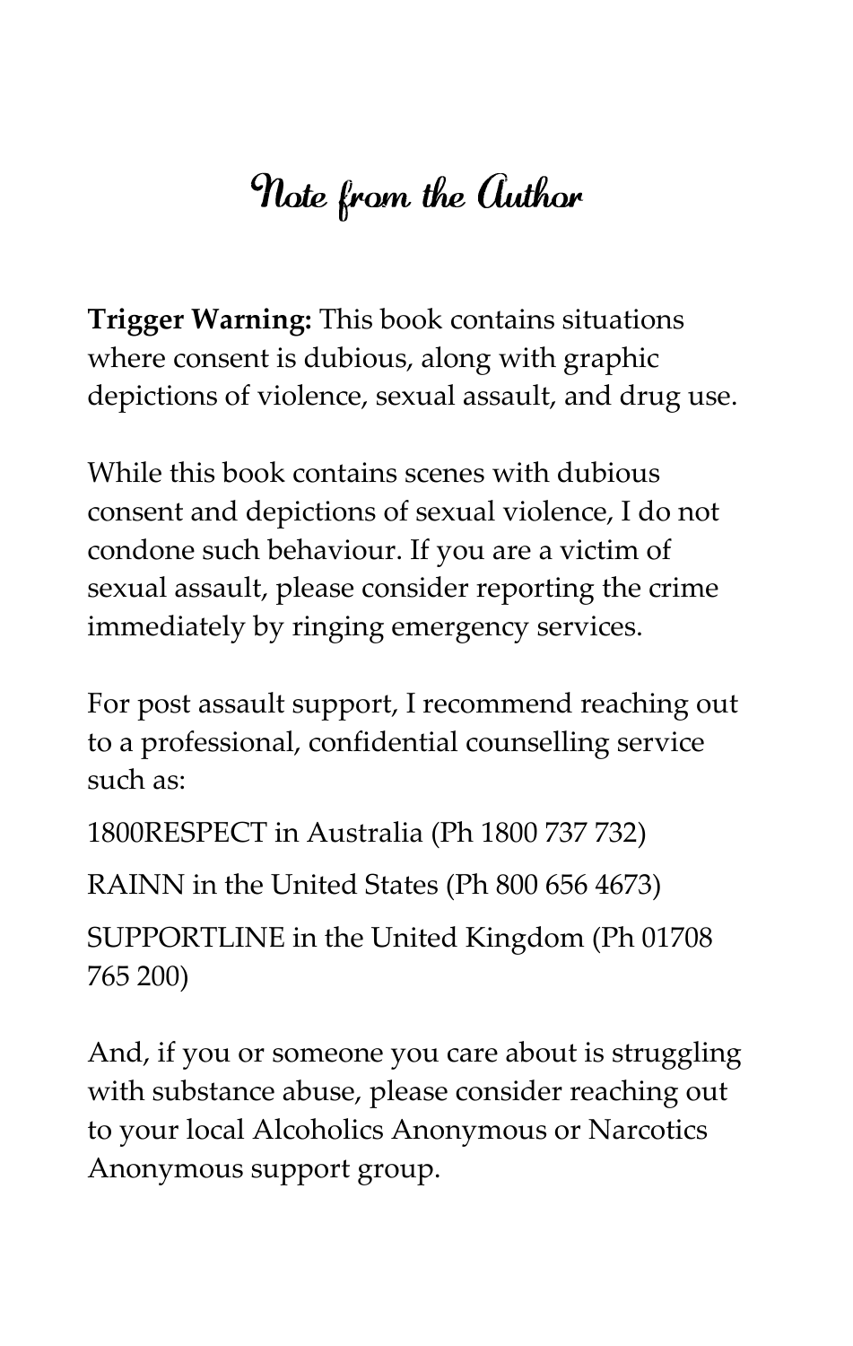# Note from the Author

**Trigger Warning:** This book contains situations where consent is dubious, along with graphic depictions of violence, sexual assault, and drug use.

While this book contains scenes with dubious consent and depictions of sexual violence, I do not condone such behaviour. If you are a victim of sexual assault, please consider reporting the crime immediately by ringing emergency services.

For post assault support, I recommend reaching out to a professional, confidential counselling service such as:

1800RESPECT in Australia (Ph 1800 737 732)

RAINN in the United States (Ph 800 656 4673)

SUPPORTLINE in the United Kingdom (Ph 01708 765 200)

And, if you or someone you care about is struggling with substance abuse, please consider reaching out to your local Alcoholics Anonymous or Narcotics Anonymous support group.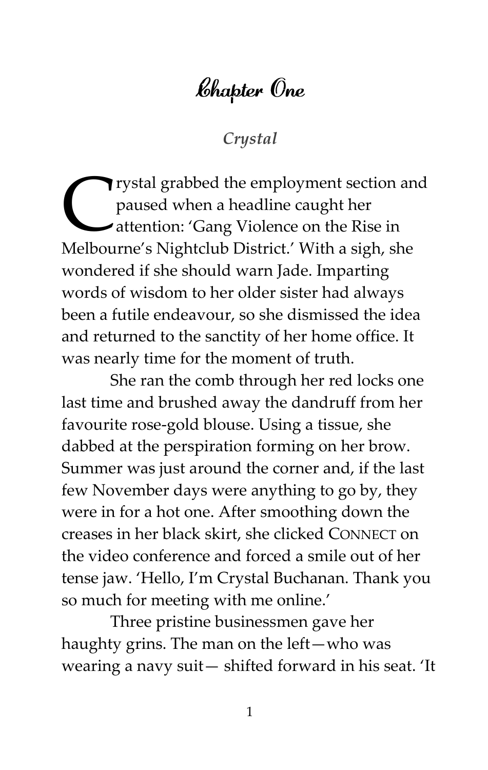# Chapter One

### *Crystal*

Crystal grabbed the employment section and paused when a headline caught her attention: 'Gang Violence on the Rise in Melbourne's Nightclub District.' With a sigh, she wondered if she should warn Jade. Imparting words of wisdom to her older sister had always been a futile endeavour, so she dismissed the idea and returned to the sanctity of her home office. It was nearly time for the moment of truth.

She ran the comb through her red locks one last time and brushed away the dandruff from her favourite rose-gold blouse. Using a tissue, she dabbed at the perspiration forming on her brow. Summer was just around the corner and, if the last few November days were anything to go by, they were in for a hot one. After smoothing down the creases in her black skirt, she clicked CONNECT on the video conference and forced a smile out of her tense jaw. 'Hello, I'm Crystal Buchanan. Thank you so much for meeting with me online.'

Three pristine businessmen gave her haughty grins. The man on the left—who was wearing a navy suit— shifted forward in his seat. 'It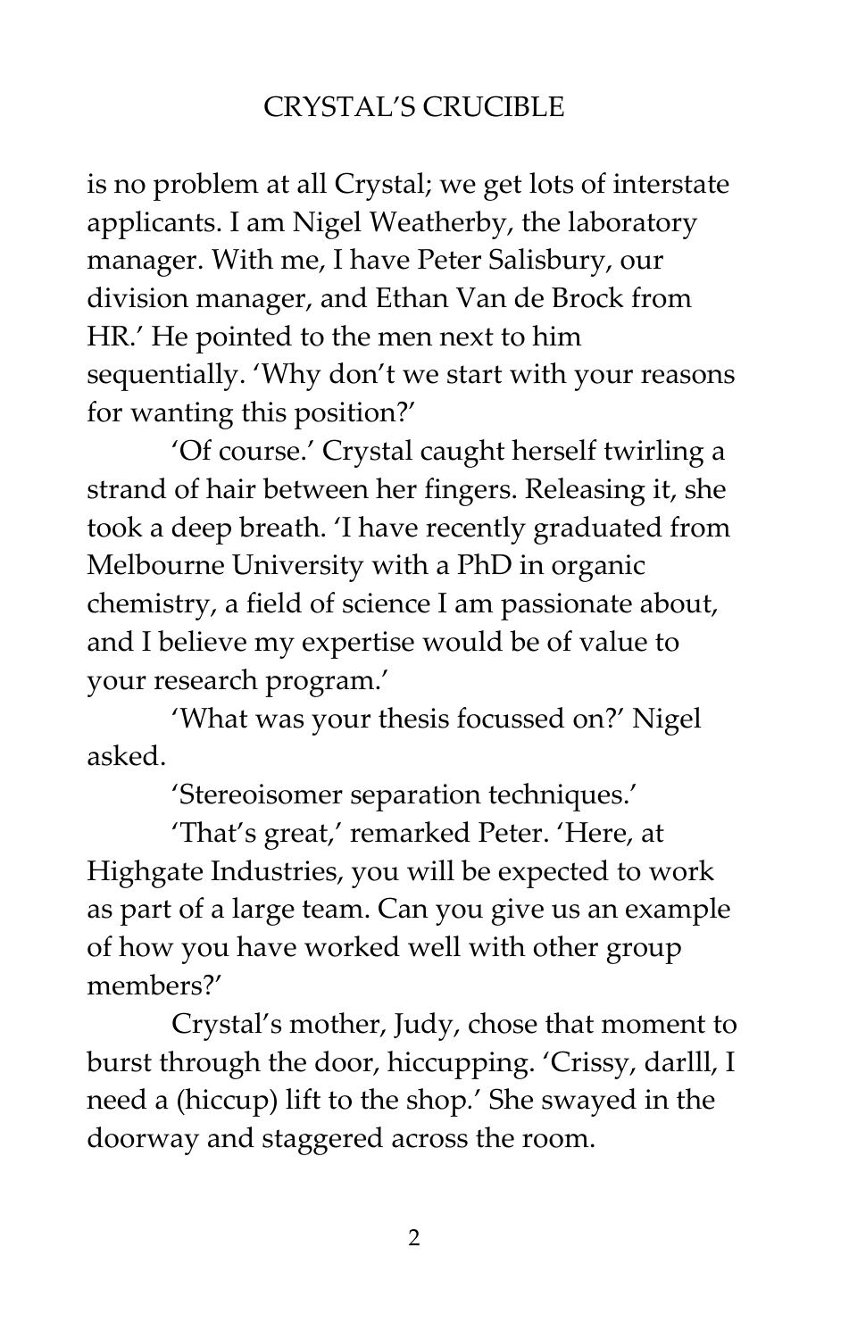is no problem at all Crystal; we get lots of interstate applicants. I am Nigel Weatherby, the laboratory manager. With me, I have Peter Salisbury, our division manager, and Ethan Van de Brock from HR.' He pointed to the men next to him sequentially. 'Why don't we start with your reasons for wanting this position?'

'Of course.' Crystal caught herself twirling a strand of hair between her fingers. Releasing it, she took a deep breath. 'I have recently graduated from Melbourne University with a PhD in organic chemistry, a field of science I am passionate about, and I believe my expertise would be of value to your research program.'

'What was your thesis focussed on?' Nigel asked.

'Stereoisomer separation techniques.'

'That's great,' remarked Peter. 'Here, at Highgate Industries, you will be expected to work as part of a large team. Can you give us an example of how you have worked well with other group members?'

Crystal's mother, Judy, chose that moment to burst through the door, hiccupping. 'Crissy, darlll, I need a (hiccup) lift to the shop.' She swayed in the doorway and staggered across the room.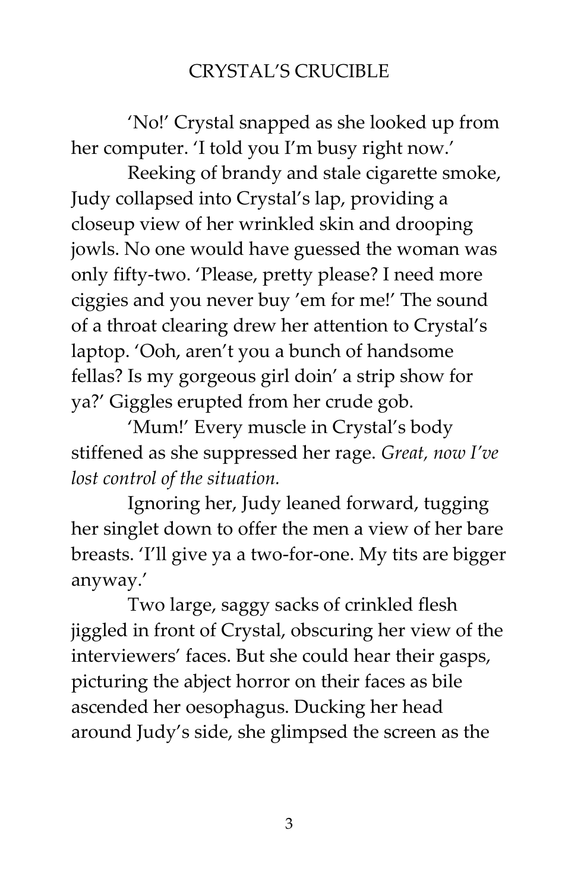'No!' Crystal snapped as she looked up from her computer. 'I told you I'm busy right now.'

Reeking of brandy and stale cigarette smoke, Judy collapsed into Crystal's lap, providing a closeup view of her wrinkled skin and drooping jowls. No one would have guessed the woman was only fifty-two. 'Please, pretty please? I need more ciggies and you never buy 'em for me!' The sound of a throat clearing drew her attention to Crystal's laptop. 'Ooh, aren't you a bunch of handsome fellas? Is my gorgeous girl doin' a strip show for ya?' Giggles erupted from her crude gob.

'Mum!' Every muscle in Crystal's body stiffened as she suppressed her rage. *Great, now I've lost control of the situation.*

Ignoring her, Judy leaned forward, tugging her singlet down to offer the men a view of her bare breasts. 'I'll give ya a two-for-one. My tits are bigger anyway.'

Two large, saggy sacks of crinkled flesh jiggled in front of Crystal, obscuring her view of the interviewers' faces. But she could hear their gasps, picturing the abject horror on their faces as bile ascended her oesophagus. Ducking her head around Judy's side, she glimpsed the screen as the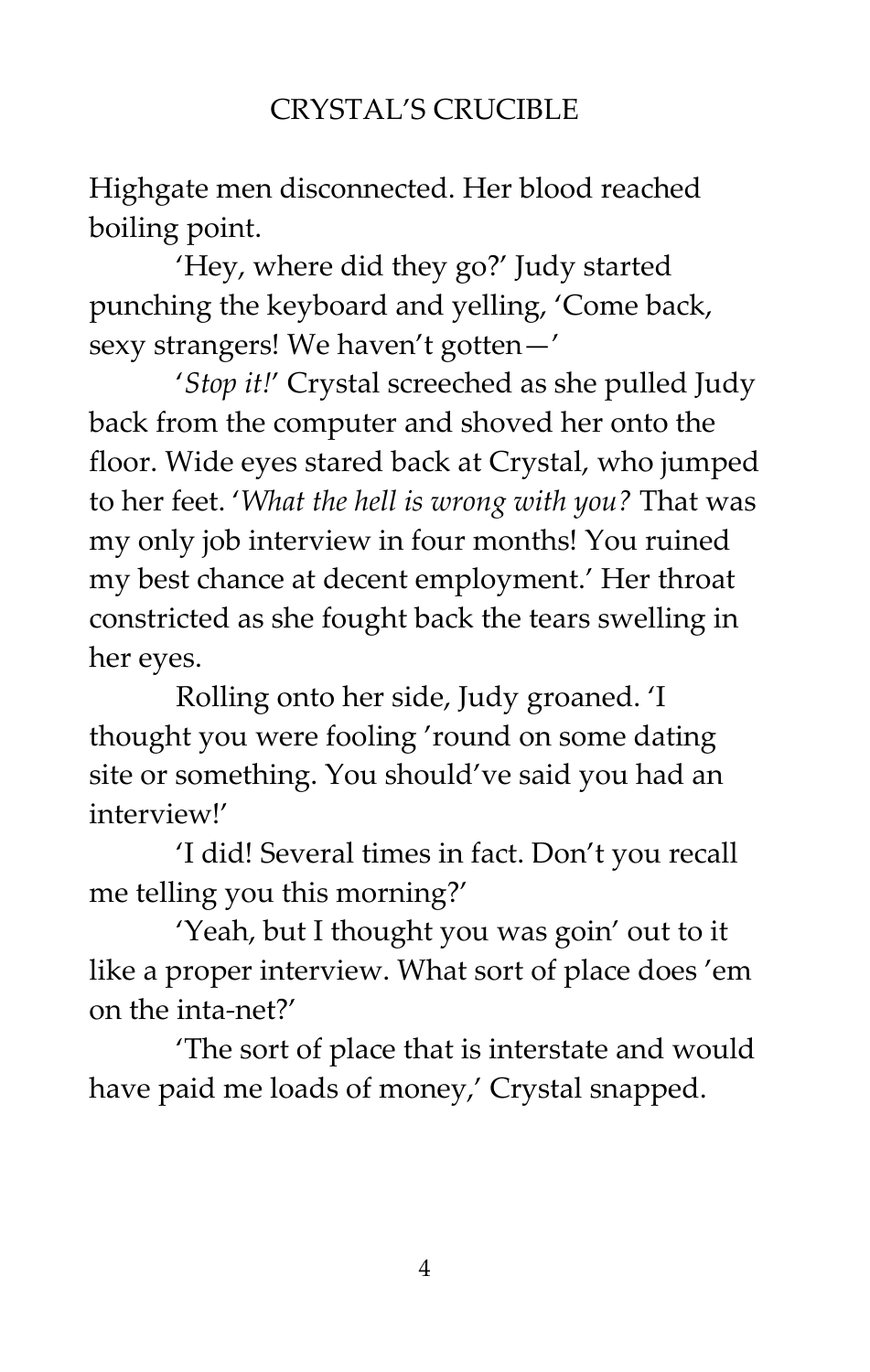Highgate men disconnected. Her blood reached boiling point.

'Hey, where did they go?' Judy started punching the keyboard and yelling, 'Come back, sexy strangers! We haven't gotten—'

'*Stop it!*' Crystal screeched as she pulled Judy back from the computer and shoved her onto the floor. Wide eyes stared back at Crystal, who jumped to her feet. '*What the hell is wrong with you?* That was my only job interview in four months! You ruined my best chance at decent employment.' Her throat constricted as she fought back the tears swelling in her eyes.

Rolling onto her side, Judy groaned. 'I thought you were fooling 'round on some dating site or something. You should've said you had an interview!'

'I did! Several times in fact. Don't you recall me telling you this morning?'

'Yeah, but I thought you was goin' out to it like a proper interview. What sort of place does 'em on the inta-net?'

'The sort of place that is interstate and would have paid me loads of money,' Crystal snapped.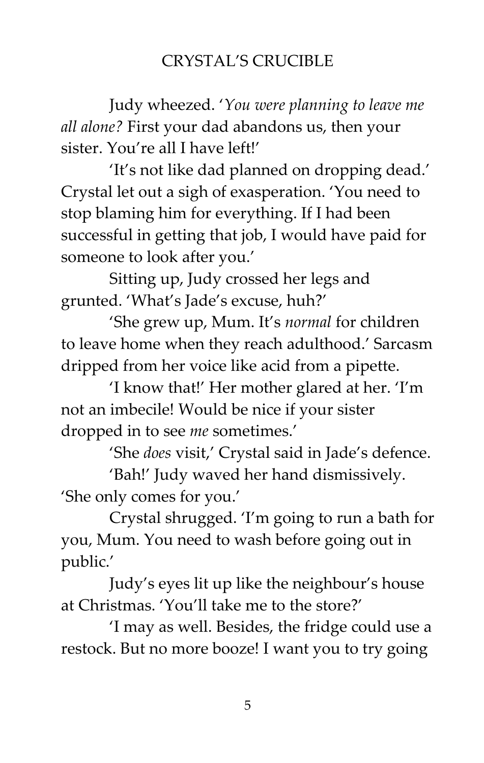Judy wheezed. '*You were planning to leave me all alone?* First your dad abandons us, then your sister. You're all I have left!'

'It's not like dad planned on dropping dead.' Crystal let out a sigh of exasperation. 'You need to stop blaming him for everything. If I had been successful in getting that job, I would have paid for someone to look after you.'

Sitting up, Judy crossed her legs and grunted. 'What's Jade's excuse, huh?'

'She grew up, Mum. It's *normal* for children to leave home when they reach adulthood.' Sarcasm dripped from her voice like acid from a pipette.

'I know that!' Her mother glared at her. 'I'm not an imbecile! Would be nice if your sister dropped in to see *me* sometimes.'

'She *does* visit,' Crystal said in Jade's defence.

'Bah!' Judy waved her hand dismissively. 'She only comes for you.'

Crystal shrugged. 'I'm going to run a bath for you, Mum. You need to wash before going out in public.'

Judy's eyes lit up like the neighbour's house at Christmas. 'You'll take me to the store?'

'I may as well. Besides, the fridge could use a restock. But no more booze! I want you to try going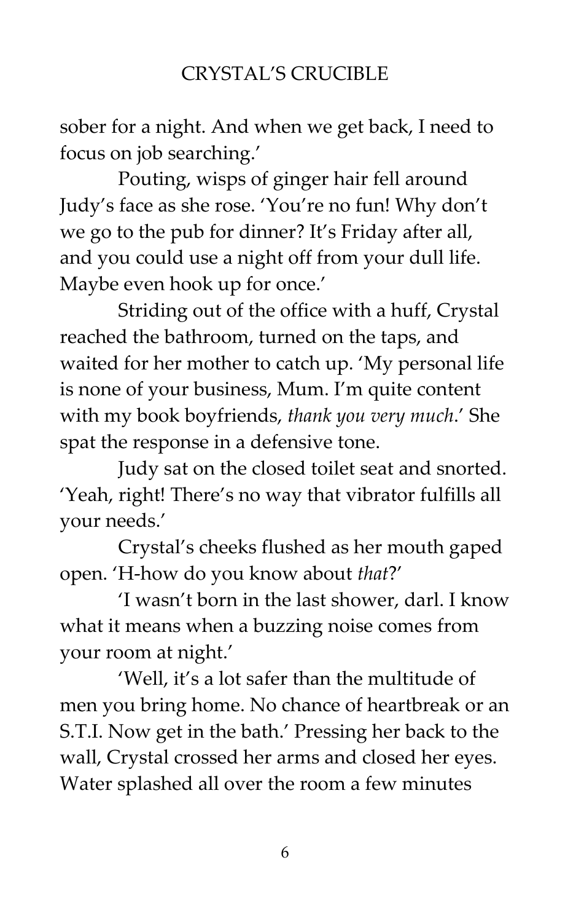sober for a night. And when we get back, I need to focus on job searching.'

Pouting, wisps of ginger hair fell around Judy's face as she rose. 'You're no fun! Why don't we go to the pub for dinner? It's Friday after all, and you could use a night off from your dull life. Maybe even hook up for once.'

Striding out of the office with a huff, Crystal reached the bathroom, turned on the taps, and waited for her mother to catch up. 'My personal life is none of your business, Mum. I'm quite content with my book boyfriends, *thank you very much*.' She spat the response in a defensive tone.

Judy sat on the closed toilet seat and snorted. 'Yeah, right! There's no way that vibrator fulfills all your needs.'

Crystal's cheeks flushed as her mouth gaped open. 'H-how do you know about *that*?'

'I wasn't born in the last shower, darl. I know what it means when a buzzing noise comes from your room at night.'

'Well, it's a lot safer than the multitude of men you bring home. No chance of heartbreak or an S.T.I. Now get in the bath.' Pressing her back to the wall, Crystal crossed her arms and closed her eyes. Water splashed all over the room a few minutes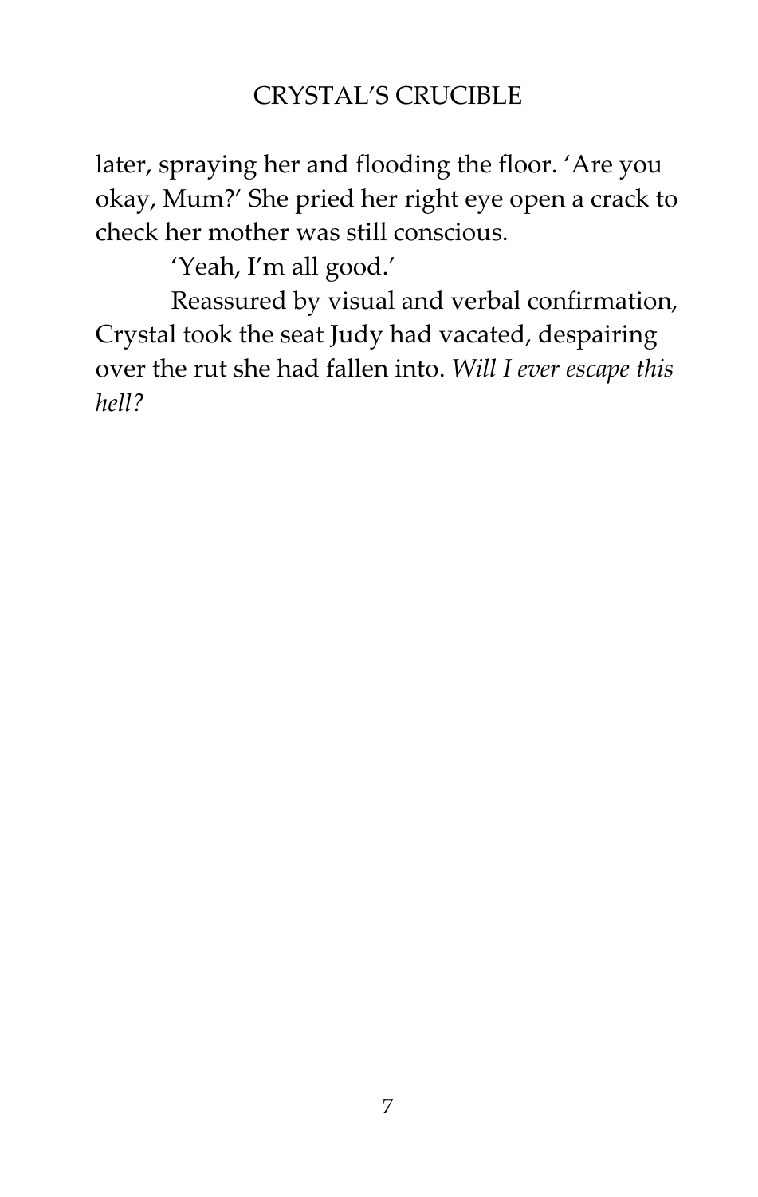later, spraying her and flooding the floor. 'Are you okay, Mum?' She pried her right eye open a crack to check her mother was still conscious.

'Yeah, I'm all good.'

Reassured by visual and verbal confirmation, Crystal took the seat Judy had vacated, despairing over the rut she had fallen into. *Will I ever escape this hell?*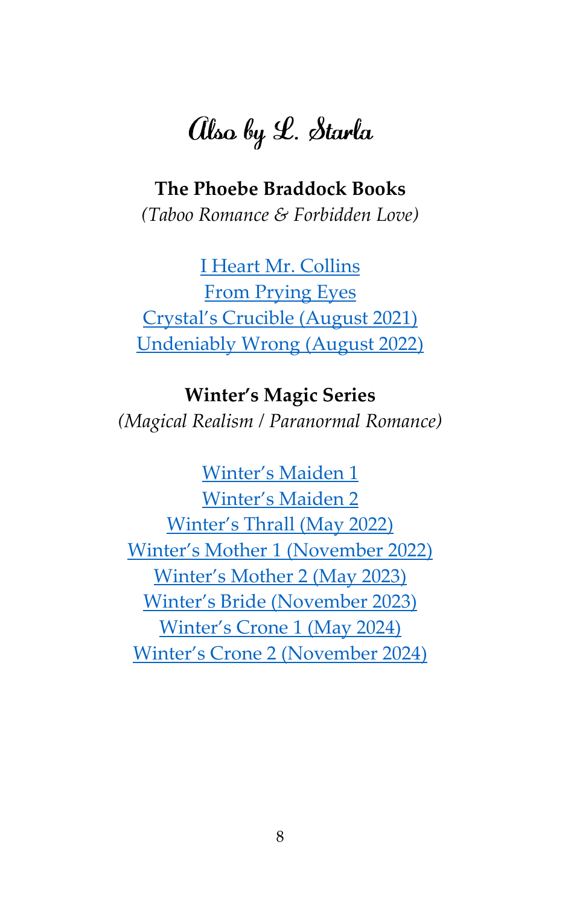# Also by L. Starla

**The Phoebe Braddock Books**

*(Taboo Romance & Forbidden Love)*

I Heart Mr. Collins
From Prying Eyes
Crystal's Crucible (August 2021)
Undeniably Wrong (August 2022)

**Winter's Magic Series**

*(Magical Realism / Paranormal Romance)*

Winter's Maiden 1
Winter's Maiden 2
Winter's Thrall (May 2022)
Winter's Mother 1 (November 2022)
Winter's Mother 2 (May 2023)
Winter's Bride (November 2023)
Winter's Crone 1 (May 2024)
Winter's Crone 2 (November 2024)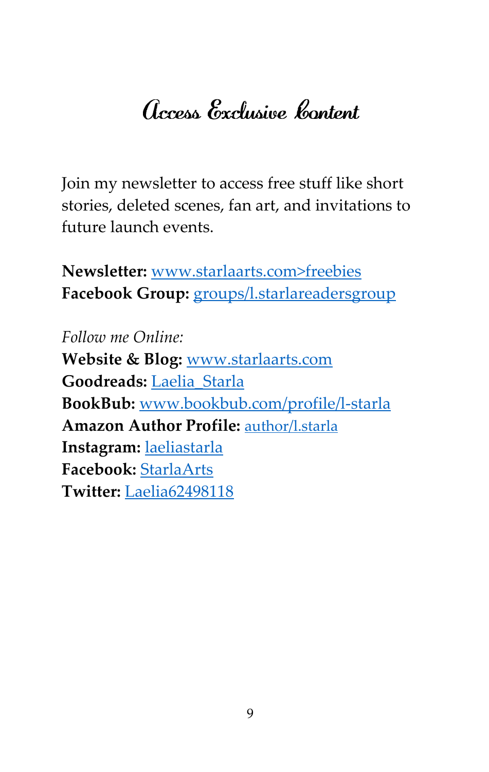# Access Exclusive Content

Join my newsletter to access free stuff like short stories, deleted scenes, fan art, and invitations to future launch events.

**Newsletter:** www.starlaarts.com>freebies
**Facebook Group:** groups/l.starlareadersgroup

*Follow me Online:*
**Website & Blog:** www.starlaarts.com
**Goodreads:** Laelia_Starla
**BookBub:** www.bookbub.com/profile/l-starla
**Amazon Author Profile:** author/l.starla
**Instagram:** laeliastarla
**Facebook:** StarlaArts
**Twitter:** Laelia62498118